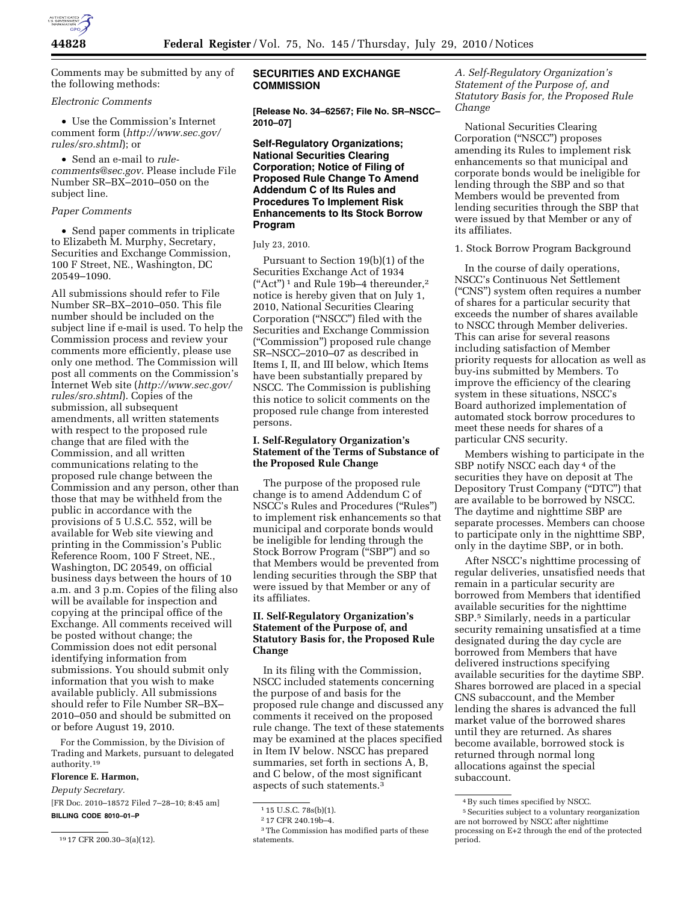Comments may be submitted by any of the following methods:

*Electronic Comments*

- Use the Commission's Internet comment form (*http://www.sec.gov/rules/sro.shtml*); or
- Send an e-mail to *rule-comments@sec.gov.* Please include File Number SR–BX–2010–050 on the subject line.

*Paper Comments*

- Send paper comments in triplicate to Elizabeth M. Murphy, Secretary, Securities and Exchange Commission, 100 F Street, NE., Washington, DC 20549–1090.

All submissions should refer to File Number SR–BX–2010–050. This file number should be included on the subject line if e-mail is used. To help the Commission process and review your comments more efficiently, please use only one method. The Commission will post all comments on the Commission's Internet Web site (*http://www.sec.gov/rules/sro.shtml*). Copies of the submission, all subsequent amendments, all written statements with respect to the proposed rule change that are filed with the Commission, and all written communications relating to the proposed rule change between the Commission and any person, other than those that may be withheld from the public in accordance with the provisions of 5 U.S.C. 552, will be available for Web site viewing and printing in the Commission's Public Reference Room, 100 F Street, NE., Washington, DC 20549, on official business days between the hours of 10 a.m. and 3 p.m. Copies of the filing also will be available for inspection and copying at the principal office of the Exchange. All comments received will be posted without change; the Commission does not edit personal identifying information from submissions. You should submit only information that you wish to make available publicly. All submissions should refer to File Number SR–BX–2010–050 and should be submitted on or before August 19, 2010.

For the Commission, by the Division of Trading and Markets, pursuant to delegated authority.[19]

**Florence E. Harmon,**

*Deputy Secretary.*

[FR Doc. 2010–18572 Filed 7–28–10; 8:45 am]

**BILLING CODE 8010–01–P**

[19] 17 CFR 200.30–3(a)(12).

## SECURITIES AND EXCHANGE COMMISSION

**[Release No. 34–62567; File No. SR–NSCC–2010–07]**

### Self-Regulatory Organizations; National Securities Clearing Corporation; Notice of Filing of Proposed Rule Change To Amend Addendum C of Its Rules and Procedures To Implement Risk Enhancements to Its Stock Borrow Program

July 23, 2010.

Pursuant to Section 19(b)(1) of the Securities Exchange Act of 1934 ("Act")[1] and Rule 19b–4 thereunder,[2] notice is hereby given that on July 1, 2010, National Securities Clearing Corporation ("NSCC") filed with the Securities and Exchange Commission ("Commission") proposed rule change SR–NSCC–2010–07 as described in Items I, II, and III below, which Items have been substantially prepared by NSCC. The Commission is publishing this notice to solicit comments on the proposed rule change from interested persons.

#### I. Self-Regulatory Organization's Statement of the Terms of Substance of the Proposed Rule Change

The purpose of the proposed rule change is to amend Addendum C of NSCC's Rules and Procedures ("Rules") to implement risk enhancements so that municipal and corporate bonds would be ineligible for lending through the Stock Borrow Program ("SBP") and so that Members would be prevented from lending securities through the SBP that were issued by that Member or any of its affiliates.

#### II. Self-Regulatory Organization's Statement of the Purpose of, and Statutory Basis for, the Proposed Rule Change

In its filing with the Commission, NSCC included statements concerning the purpose of and basis for the proposed rule change and discussed any comments it received on the proposed rule change. The text of these statements may be examined at the places specified in Item IV below. NSCC has prepared summaries, set forth in sections A, B, and C below, of the most significant aspects of such statements.[3]

[1] 15 U.S.C. 78s(b)(1).

[2] 17 CFR 240.19b–4.

[3] The Commission has modified parts of these statements.

*A. Self-Regulatory Organization's Statement of the Purpose of, and Statutory Basis for, the Proposed Rule Change*

National Securities Clearing Corporation ("NSCC") proposes amending its Rules to implement risk enhancements so that municipal and corporate bonds would be ineligible for lending through the SBP and so that Members would be prevented from lending securities through the SBP that were issued by that Member or any of its affiliates.

1. Stock Borrow Program Background

In the course of daily operations, NSCC's Continuous Net Settlement ("CNS") system often requires a number of shares for a particular security that exceeds the number of shares available to NSCC through Member deliveries. This can arise for several reasons including satisfaction of Member priority requests for allocation as well as buy-ins submitted by Members. To improve the efficiency of the clearing system in these situations, NSCC's Board authorized implementation of automated stock borrow procedures to meet these needs for shares of a particular CNS security.

Members wishing to participate in the SBP notify NSCC each day[4] of the securities they have on deposit at The Depository Trust Company ("DTC") that are available to be borrowed by NSCC. The daytime and nighttime SBP are separate processes. Members can choose to participate only in the nighttime SBP, only in the daytime SBP, or in both.

After NSCC's nighttime processing of regular deliveries, unsatisfied needs that remain in a particular security are borrowed from Members that identified available securities for the nighttime SBP.[5] Similarly, needs in a particular security remaining unsatisfied at a time designated during the day cycle are borrowed from Members that have delivered instructions specifying available securities for the daytime SBP. Shares borrowed are placed in a special CNS subaccount, and the Member lending the shares is advanced the full market value of the borrowed shares until they are returned. As shares become available, borrowed stock is returned through normal long allocations against the special subaccount.

[4] By such times specified by NSCC.

[5] Securities subject to a voluntary reorganization are not borrowed by NSCC after nighttime processing on E+2 through the end of the protected period.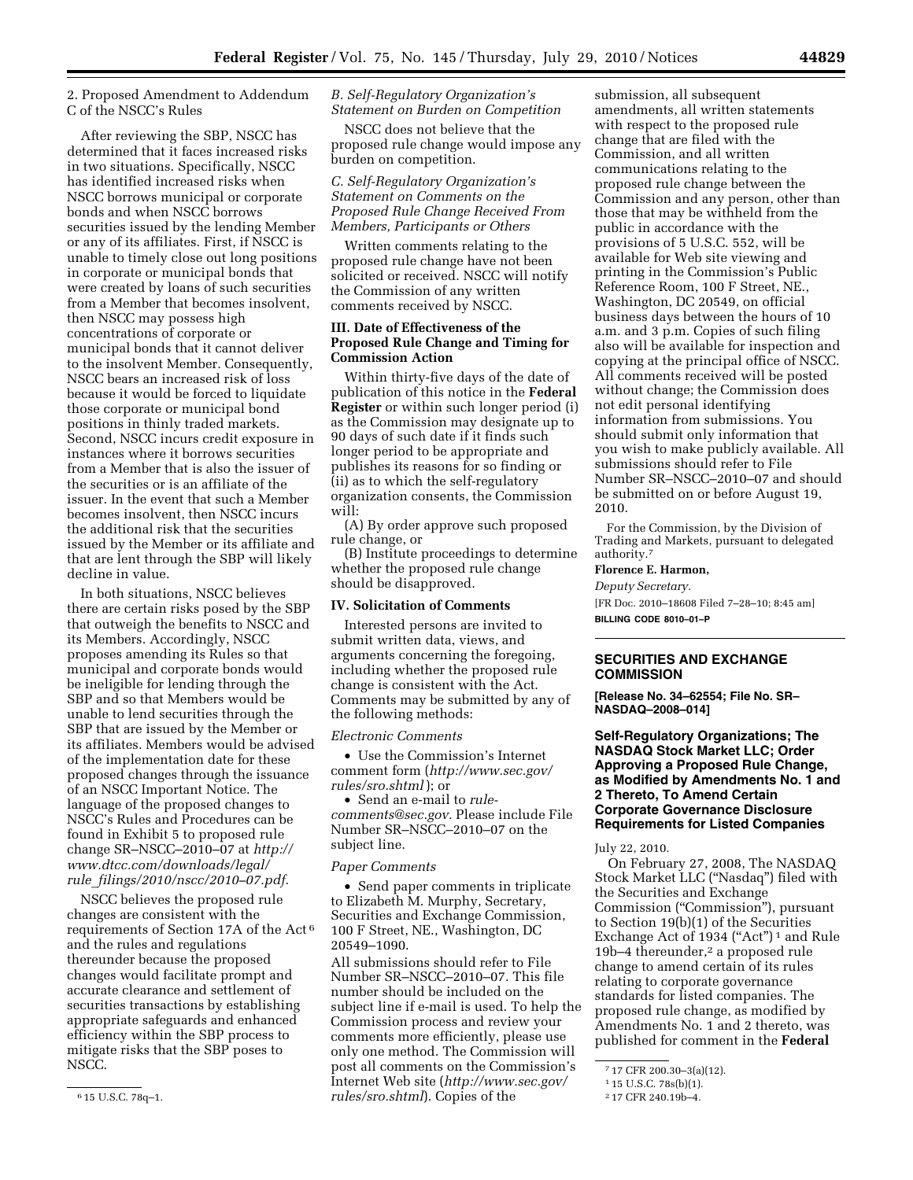2. Proposed Amendment to Addendum C of the NSCC's Rules

After reviewing the SBP, NSCC has determined that it faces increased risks in two situations. Specifically, NSCC has identified increased risks when NSCC borrows municipal or corporate bonds and when NSCC borrows securities issued by the lending Member or any of its affiliates. First, if NSCC is unable to timely close out long positions in corporate or municipal bonds that were created by loans of such securities from a Member that becomes insolvent, then NSCC may possess high concentrations of corporate or municipal bonds that it cannot deliver to the insolvent Member. Consequently, NSCC bears an increased risk of loss because it would be forced to liquidate those corporate or municipal bond positions in thinly traded markets. Second, NSCC incurs credit exposure in instances where it borrows securities from a Member that is also the issuer of the securities or is an affiliate of the issuer. In the event that such a Member becomes insolvent, then NSCC incurs the additional risk that the securities issued by the Member or its affiliate and that are lent through the SBP will likely decline in value.

In both situations, NSCC believes there are certain risks posed by the SBP that outweigh the benefits to NSCC and its Members. Accordingly, NSCC proposes amending its Rules so that municipal and corporate bonds would be ineligible for lending through the SBP and so that Members would be unable to lend securities through the SBP that are issued by the Member or its affiliates. Members would be advised of the implementation date for these proposed changes through the issuance of an NSCC Important Notice. The language of the proposed changes to NSCC's Rules and Procedures can be found in Exhibit 5 to proposed rule change SR–NSCC–2010–07 at *http://www.dtcc.com/downloads/legal/rule_filings/2010/nscc/2010–07.pdf.*

NSCC believes the proposed rule changes are consistent with the requirements of Section 17A of the Act [6] and the rules and regulations thereunder because the proposed changes would facilitate prompt and accurate clearance and settlement of securities transactions by establishing appropriate safeguards and enhanced efficiency within the SBP process to mitigate risks that the SBP poses to NSCC.

### *B. Self-Regulatory Organization's Statement on Burden on Competition*

NSCC does not believe that the proposed rule change would impose any burden on competition.

### *C. Self-Regulatory Organization's Statement on Comments on the Proposed Rule Change Received From Members, Participants or Others*

Written comments relating to the proposed rule change have not been solicited or received. NSCC will notify the Commission of any written comments received by NSCC.

## III. Date of Effectiveness of the Proposed Rule Change and Timing for Commission Action

Within thirty-five days of the date of publication of this notice in the **Federal Register** or within such longer period (i) as the Commission may designate up to 90 days of such date if it finds such longer period to be appropriate and publishes its reasons for so finding or (ii) as to which the self-regulatory organization consents, the Commission will:

(A) By order approve such proposed rule change, or

(B) Institute proceedings to determine whether the proposed rule change should be disapproved.

## IV. Solicitation of Comments

Interested persons are invited to submit written data, views, and arguments concerning the foregoing, including whether the proposed rule change is consistent with the Act. Comments may be submitted by any of the following methods:

*Electronic Comments*

- Use the Commission's Internet comment form (*http://www.sec.gov/rules/sro.shtml*); or
- Send an e-mail to *rule-comments@sec.gov.* Please include File Number SR–NSCC–2010–07 on the subject line.

*Paper Comments*

- Send paper comments in triplicate to Elizabeth M. Murphy, Secretary, Securities and Exchange Commission, 100 F Street, NE., Washington, DC 20549–1090.

All submissions should refer to File Number SR–NSCC–2010–07. This file number should be included on the subject line if e-mail is used. To help the Commission process and review your comments more efficiently, please use only one method. The Commission will post all comments on the Commission's Internet Web site (*http://www.sec.gov/rules/sro.shtml*). Copies of the submission, all subsequent amendments, all written statements with respect to the proposed rule change that are filed with the Commission, and all written communications relating to the proposed rule change between the Commission and any person, other than those that may be withheld from the public in accordance with the provisions of 5 U.S.C. 552, will be available for Web site viewing and printing in the Commission's Public Reference Room, 100 F Street, NE., Washington, DC 20549, on official business days between the hours of 10 a.m. and 3 p.m. Copies of such filing also will be available for inspection and copying at the principal office of NSCC. All comments received will be posted without change; the Commission does not edit personal identifying information from submissions. You should submit only information that you wish to make publicly available. All submissions should refer to File Number SR–NSCC–2010–07 and should be submitted on or before August 19, 2010.

For the Commission, by the Division of Trading and Markets, pursuant to delegated authority.[7]

**Florence E. Harmon,**

*Deputy Secretary.*

[FR Doc. 2010–18608 Filed 7–28–10; 8:45 am]

**BILLING CODE 8010–01–P**

---

## SECURITIES AND EXCHANGE COMMISSION

**[Release No. 34–62554; File No. SR–NASDAQ–2008–014]**

## Self-Regulatory Organizations; The NASDAQ Stock Market LLC; Order Approving a Proposed Rule Change, as Modified by Amendments No. 1 and 2 Thereto, To Amend Certain Corporate Governance Disclosure Requirements for Listed Companies

July 22, 2010.

On February 27, 2008, The NASDAQ Stock Market LLC ("Nasdaq") filed with the Securities and Exchange Commission ("Commission"), pursuant to Section 19(b)(1) of the Securities Exchange Act of 1934 ("Act") [1] and Rule 19b–4 thereunder,[2] a proposed rule change to amend certain of its rules relating to corporate governance standards for listed companies. The proposed rule change, as modified by Amendments No. 1 and 2 thereto, was published for comment in the **Federal**

---

[6] 15 U.S.C. 78q–1.

[7] 17 CFR 200.30–3(a)(12).

[1] 15 U.S.C. 78s(b)(1).

[2] 17 CFR 240.19b–4.